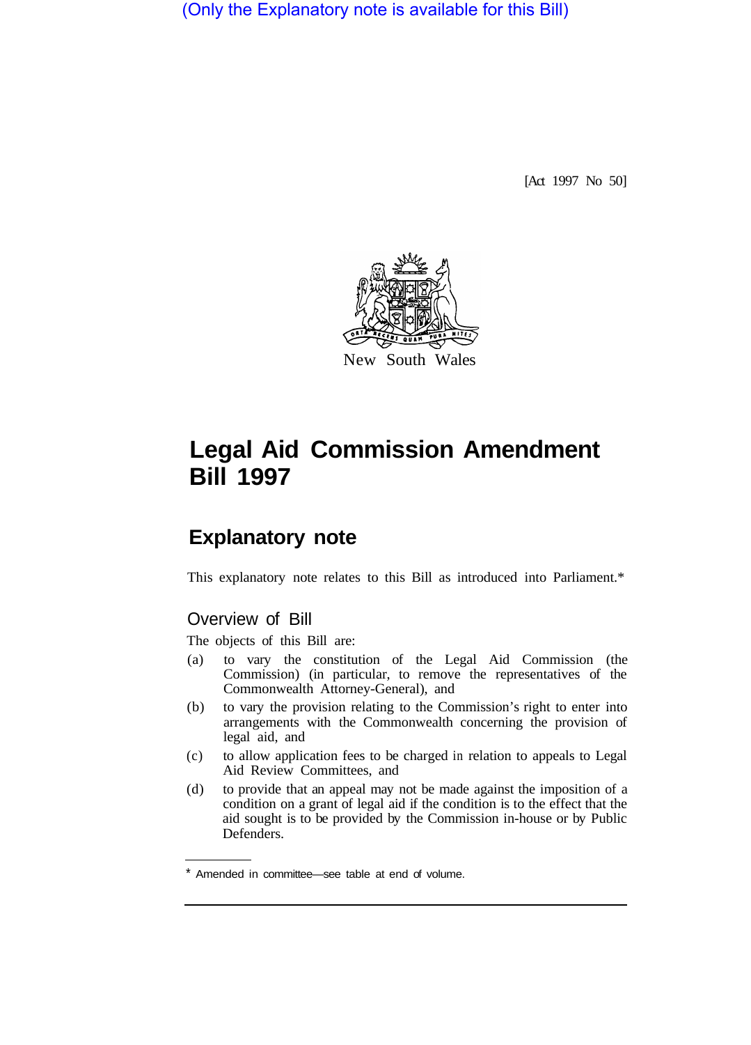(Only the Explanatory note is available for this Bill)

[Act 1997 No 50]

New South Wales

# Legal Aid Commission Amendment Bill 1997

## Explanatory note

This explanatory note relates to this Bill as introduced into Parliament.*

### Overview of Bill

The objects of this Bill are:

(a) to vary the constitution of the Legal Aid Commission (the Commission) (in particular, to remove the representatives of the Commonwealth Attorney-General), and

(b) to vary the provision relating to the Commission's right to enter into arrangements with the Commonwealth concerning the provision of legal aid, and

(c) to allow application fees to be charged in relation to appeals to Legal Aid Review Committees, and

(d) to provide that an appeal may not be made against the imposition of a condition on a grant of legal aid if the condition is to the effect that the aid sought is to be provided by the Commission in-house or by Public Defenders.

* Amended in committee—see table at end of volume.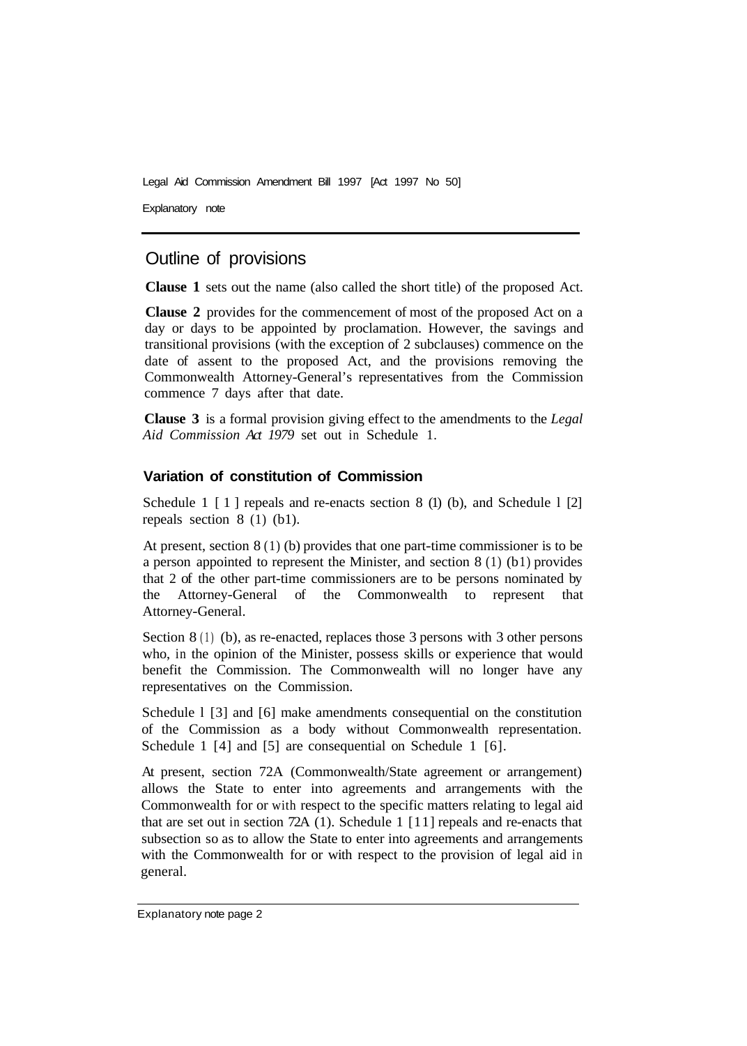## Outline of provisions

**Clause 1** sets out the name (also called the short title) of the proposed Act.

**Clause 2** provides for the commencement of most of the proposed Act on a day or days to be appointed by proclamation. However, the savings and transitional provisions (with the exception of 2 subclauses) commence on the date of assent to the proposed Act, and the provisions removing the Commonwealth Attorney-General's representatives from the Commission commence 7 days after that date.

**Clause 3** is a formal provision giving effect to the amendments to the *Legal Aid Commission Act 1979* set out in Schedule 1.

### Variation of constitution of Commission

Schedule 1 [1] repeals and re-enacts section 8 (1) (b), and Schedule 1 [2] repeals section 8 (1) (b1).

At present, section 8 (1) (b) provides that one part-time commissioner is to be a person appointed to represent the Minister, and section 8 (1) (b1) provides that 2 of the other part-time commissioners are to be persons nominated by the Attorney-General of the Commonwealth to represent that Attorney-General.

Section 8 (1) (b), as re-enacted, replaces those 3 persons with 3 other persons who, in the opinion of the Minister, possess skills or experience that would benefit the Commission. The Commonwealth will no longer have any representatives on the Commission.

Schedule 1 [3] and [6] make amendments consequential on the constitution of the Commission as a body without Commonwealth representation. Schedule 1 [4] and [5] are consequential on Schedule 1 [6].

At present, section 72A (Commonwealth/State agreement or arrangement) allows the State to enter into agreements and arrangements with the Commonwealth for or with respect to the specific matters relating to legal aid that are set out in section 72A (1). Schedule 1 [11] repeals and re-enacts that subsection so as to allow the State to enter into agreements and arrangements with the Commonwealth for or with respect to the provision of legal aid in general.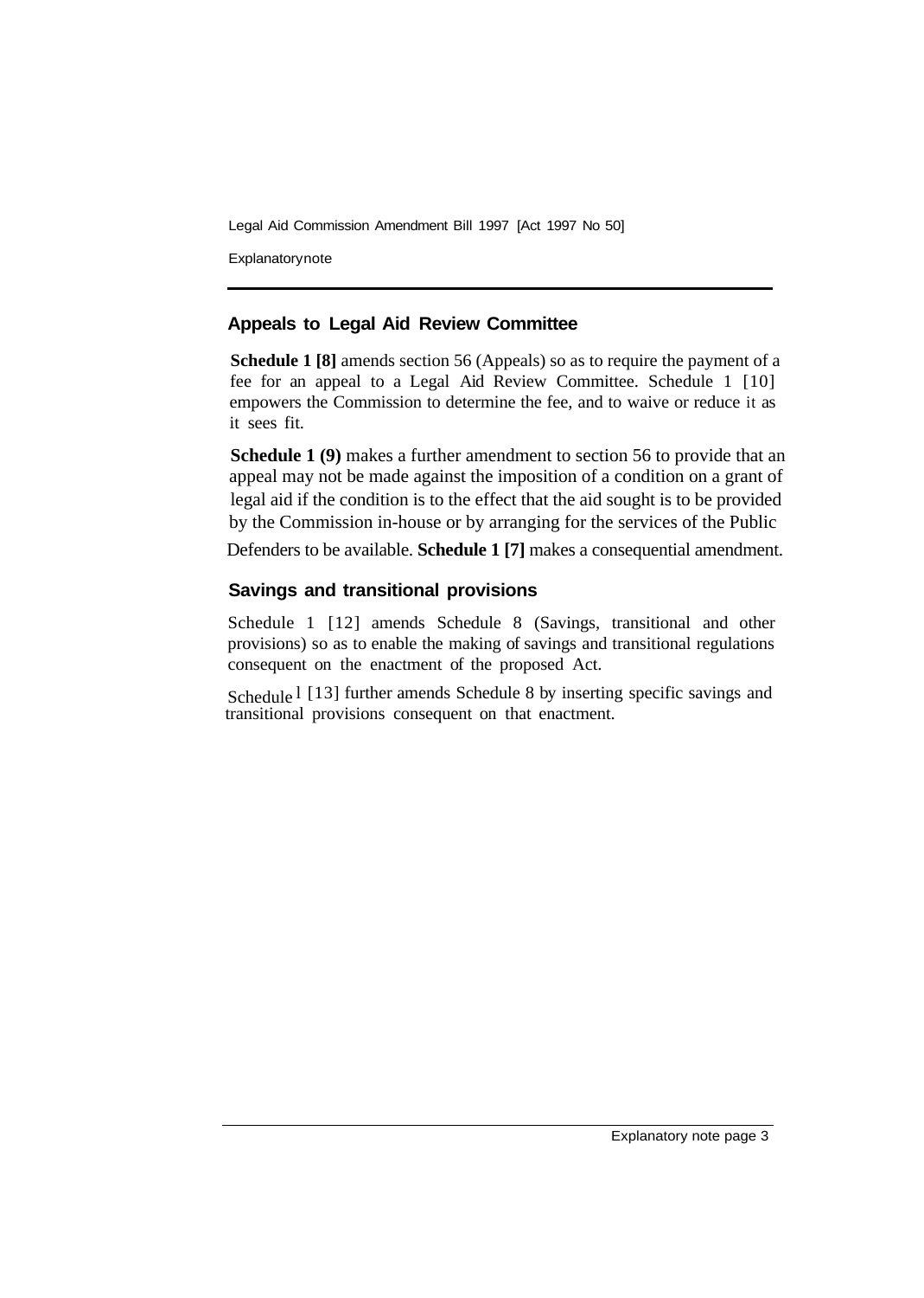## Appeals to Legal Aid Review Committee

**Schedule 1 [8]** amends section 56 (Appeals) so as to require the payment of a fee for an appeal to a Legal Aid Review Committee. Schedule 1 [10] empowers the Commission to determine the fee, and to waive or reduce it as it sees fit.

**Schedule 1 (9)** makes a further amendment to section 56 to provide that an appeal may not be made against the imposition of a condition on a grant of legal aid if the condition is to the effect that the aid sought is to be provided by the Commission in-house or by arranging for the services of the Public Defenders to be available. **Schedule 1 [7]** makes a consequential amendment.

## Savings and transitional provisions

Schedule 1 [12] amends Schedule 8 (Savings, transitional and other provisions) so as to enable the making of savings and transitional regulations consequent on the enactment of the proposed Act.

Schedule l [13] further amends Schedule 8 by inserting specific savings and transitional provisions consequent on that enactment.